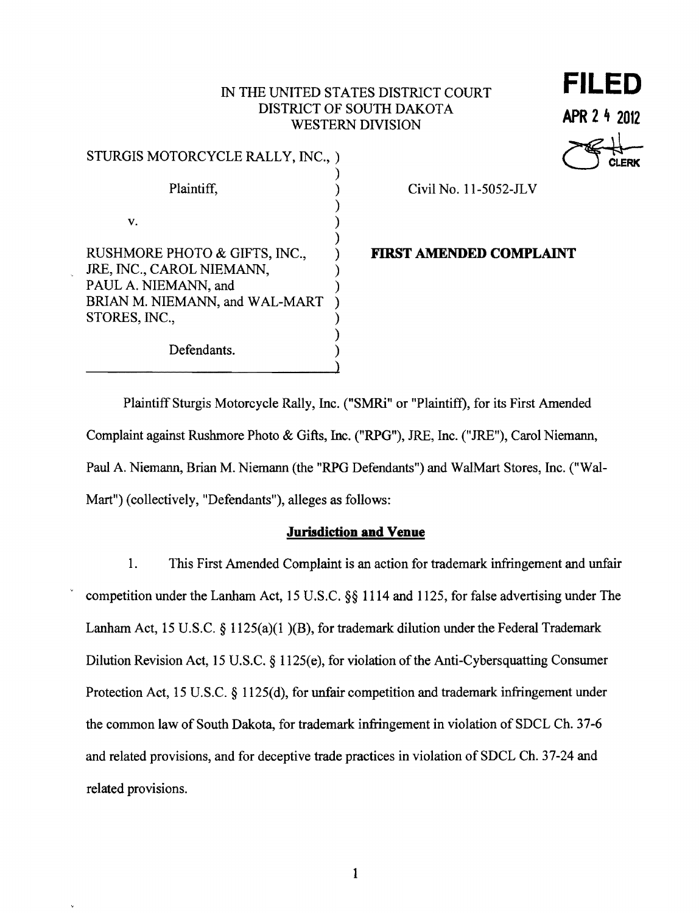IN THE UNITED STATES DISTRICT COURT
DISTRICT OF SOUTH DAKOTA
WESTERN DIVISION

**FILED**
**APR 2 4 2012**
CLERK

| | |
|---|---|
| STURGIS MOTORCYCLE RALLY, INC., Plaintiff, v. RUSHMORE PHOTO & GIFTS, INC., JRE, INC., CAROL NIEMANN, PAUL A. NIEMANN, and BRIAN M. NIEMANN, and WAL-MART STORES, INC., Defendants. | Civil No. 11-5052-JLV **FIRST AMENDED COMPLAINT** |

Plaintiff Sturgis Motorcycle Rally, Inc. ("SMRi" or "Plaintiff), for its First Amended Complaint against Rushmore Photo & Gifts, Inc. ("RPG"), JRE, Inc. ("JRE"), Carol Niemann, Paul A. Niemann, Brian M. Niemann (the "RPG Defendants") and WalMart Stores, Inc. ("Wal-Mart") (collectively, "Defendants"), alleges as follows:

## Jurisdiction and Venue

1. This First Amended Complaint is an action for trademark infringement and unfair competition under the Lanham Act, 15 U.S.C. §§ 1114 and 1125, for false advertising under The Lanham Act, 15 U.S.C. § 1125(a)(1 )(B), for trademark dilution under the Federal Trademark Dilution Revision Act, 15 U.S.C. § 1125(e), for violation of the Anti-Cybersquatting Consumer Protection Act, 15 U.S.C. § 1125(d), for unfair competition and trademark infringement under the common law of South Dakota, for trademark infringement in violation of SDCL Ch. 37-6 and related provisions, and for deceptive trade practices in violation of SDCL Ch. 37-24 and related provisions.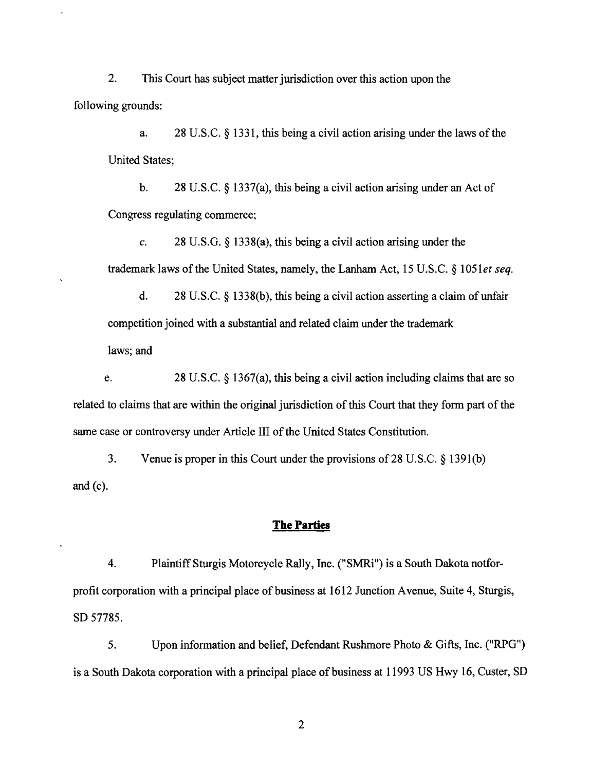2. This Court has subject matter jurisdiction over this action upon the following grounds:

a. 28 U.S.C. § 1331, this being a civil action arising under the laws of the United States;

b. 28 U.S.C. § 1337(a), this being a civil action arising under an Act of Congress regulating commerce;

c. 28 U.S.G. § 1338(a), this being a civil action arising under the trademark laws of the United States, namely, the Lanham Act, 15 U.S.C. § 1051*et seq.*

d. 28 U.S.C. § 1338(b), this being a civil action asserting a claim of unfair competition joined with a substantial and related claim under the trademark laws; and

e. 28 U.S.C. § 1367(a), this being a civil action including claims that are so related to claims that are within the original jurisdiction of this Court that they form part of the same case or controversy under Article III of the United States Constitution.

3. Venue is proper in this Court under the provisions of 28 U.S.C. § 1391(b) and (c).

## The Parties

4. Plaintiff Sturgis Motorcycle Rally, Inc. ("SMRi") is a South Dakota notfor-profit corporation with a principal place of business at 1612 Junction Avenue, Suite 4, Sturgis, SD 57785.

5. Upon information and belief, Defendant Rushmore Photo & Gifts, Inc. ("RPG") is a South Dakota corporation with a principal place of business at 11993 US Hwy 16, Custer, SD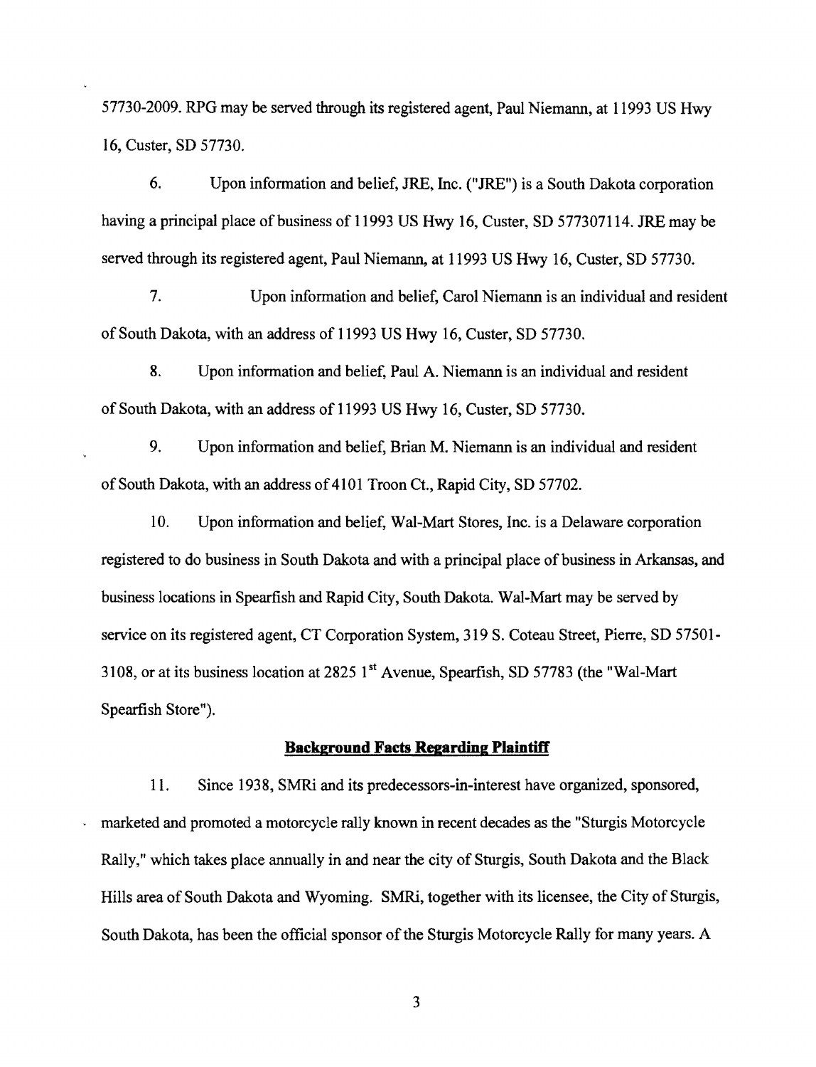57730-2009. RPG may be served through its registered agent, Paul Niemann, at 11993 US Hwy 16, Custer, SD 57730.

6. Upon information and belief, JRE, Inc. ("JRE") is a South Dakota corporation having a principal place of business of 11993 US Hwy 16, Custer, SD 577307114. JRE may be served through its registered agent, Paul Niemann, at 11993 US Hwy 16, Custer, SD 57730.

7. Upon information and belief, Carol Niemann is an individual and resident of South Dakota, with an address of 11993 US Hwy 16, Custer, SD 57730.

8. Upon information and belief, Paul A. Niemann is an individual and resident of South Dakota, with an address of 11993 US Hwy 16, Custer, SD 57730.

9. Upon information and belief, Brian M. Niemann is an individual and resident of South Dakota, with an address of 4101 Troon Ct., Rapid City, SD 57702.

10. Upon information and belief, Wal-Mart Stores, Inc. is a Delaware corporation registered to do business in South Dakota and with a principal place of business in Arkansas, and business locations in Spearfish and Rapid City, South Dakota. Wal-Mart may be served by service on its registered agent, CT Corporation System, 319 S. Coteau Street, Pierre, SD 57501-3108, or at its business location at 2825 1st Avenue, Spearfish, SD 57783 (the "Wal-Mart Spearfish Store").

**Background Facts Regarding Plaintiff**

11. Since 1938, SMRi and its predecessors-in-interest have organized, sponsored, marketed and promoted a motorcycle rally known in recent decades as the "Sturgis Motorcycle Rally," which takes place annually in and near the city of Sturgis, South Dakota and the Black Hills area of South Dakota and Wyoming. SMRi, together with its licensee, the City of Sturgis, South Dakota, has been the official sponsor of the Sturgis Motorcycle Rally for many years. A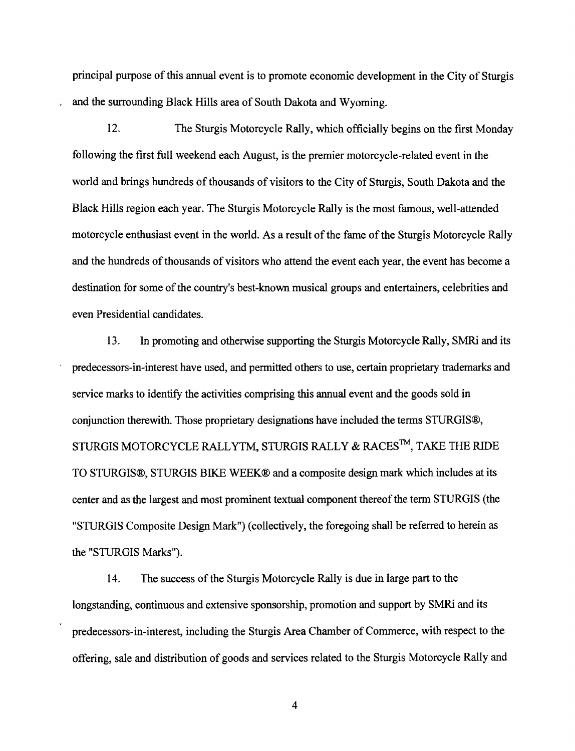principal purpose of this annual event is to promote economic development in the City of Sturgis and the surrounding Black Hills area of South Dakota and Wyoming.

12. The Sturgis Motorcycle Rally, which officially begins on the first Monday following the first full weekend each August, is the premier motorcycle-related event in the world and brings hundreds of thousands of visitors to the City of Sturgis, South Dakota and the Black Hills region each year. The Sturgis Motorcycle Rally is the most famous, well-attended motorcycle enthusiast event in the world. As a result of the fame of the Sturgis Motorcycle Rally and the hundreds of thousands of visitors who attend the event each year, the event has become a destination for some of the country's best-known musical groups and entertainers, celebrities and even Presidential candidates.

13. In promoting and otherwise supporting the Sturgis Motorcycle Rally, SMRi and its predecessors-in-interest have used, and permitted others to use, certain proprietary trademarks and service marks to identify the activities comprising this annual event and the goods sold in conjunction therewith. Those proprietary designations have included the terms STURGIS®, STURGIS MOTORCYCLE RALLYTM, STURGIS RALLY & RACES™, TAKE THE RIDE TO STURGIS®, STURGIS BIKE WEEK® and a composite design mark which includes at its center and as the largest and most prominent textual component thereof the term STURGIS (the "STURGIS Composite Design Mark") (collectively, the foregoing shall be referred to herein as the "STURGIS Marks").

14. The success of the Sturgis Motorcycle Rally is due in large part to the longstanding, continuous and extensive sponsorship, promotion and support by SMRi and its predecessors-in-interest, including the Sturgis Area Chamber of Commerce, with respect to the offering, sale and distribution of goods and services related to the Sturgis Motorcycle Rally and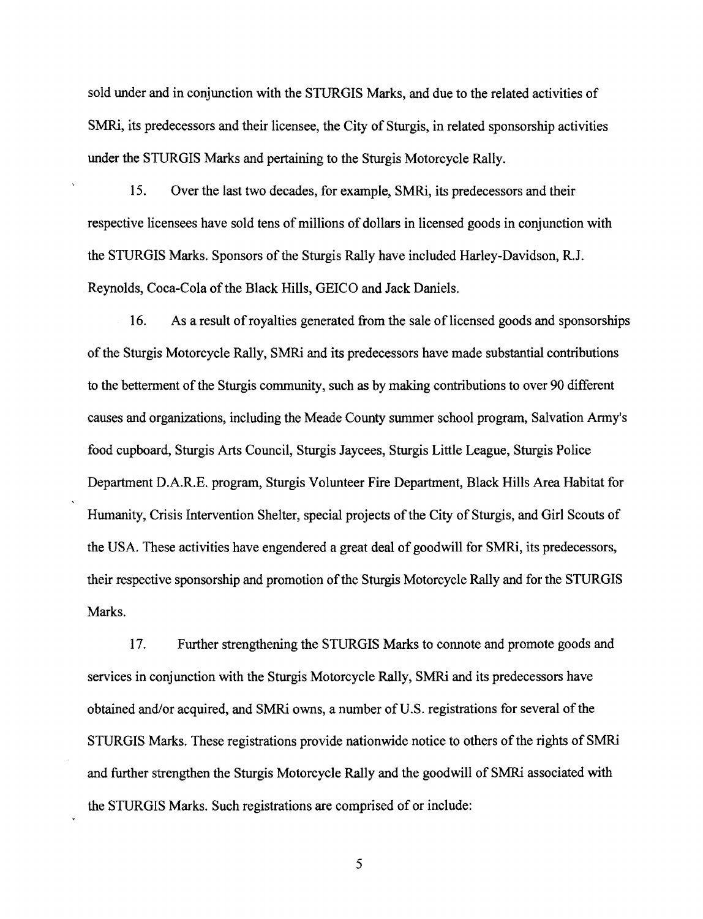sold under and in conjunction with the STURGIS Marks, and due to the related activities of SMRi, its predecessors and their licensee, the City of Sturgis, in related sponsorship activities under the STURGIS Marks and pertaining to the Sturgis Motorcycle Rally.

15. Over the last two decades, for example, SMRi, its predecessors and their respective licensees have sold tens of millions of dollars in licensed goods in conjunction with the STURGIS Marks. Sponsors of the Sturgis Rally have included Harley-Davidson, R.J. Reynolds, Coca-Cola of the Black Hills, GEICO and Jack Daniels.

16. As a result of royalties generated from the sale of licensed goods and sponsorships of the Sturgis Motorcycle Rally, SMRi and its predecessors have made substantial contributions to the betterment of the Sturgis community, such as by making contributions to over 90 different causes and organizations, including the Meade County summer school program, Salvation Army's food cupboard, Sturgis Arts Council, Sturgis Jaycees, Sturgis Little League, Sturgis Police Department D.A.R.E. program, Sturgis Volunteer Fire Department, Black Hills Area Habitat for Humanity, Crisis Intervention Shelter, special projects of the City of Sturgis, and Girl Scouts of the USA. These activities have engendered a great deal of goodwill for SMRi, its predecessors, their respective sponsorship and promotion of the Sturgis Motorcycle Rally and for the STURGIS Marks.

17. Further strengthening the STURGIS Marks to connote and promote goods and services in conjunction with the Sturgis Motorcycle Rally, SMRi and its predecessors have obtained and/or acquired, and SMRi owns, a number of U.S. registrations for several of the STURGIS Marks. These registrations provide nationwide notice to others of the rights of SMRi and further strengthen the Sturgis Motorcycle Rally and the goodwill of SMRi associated with the STURGIS Marks. Such registrations are comprised of or include: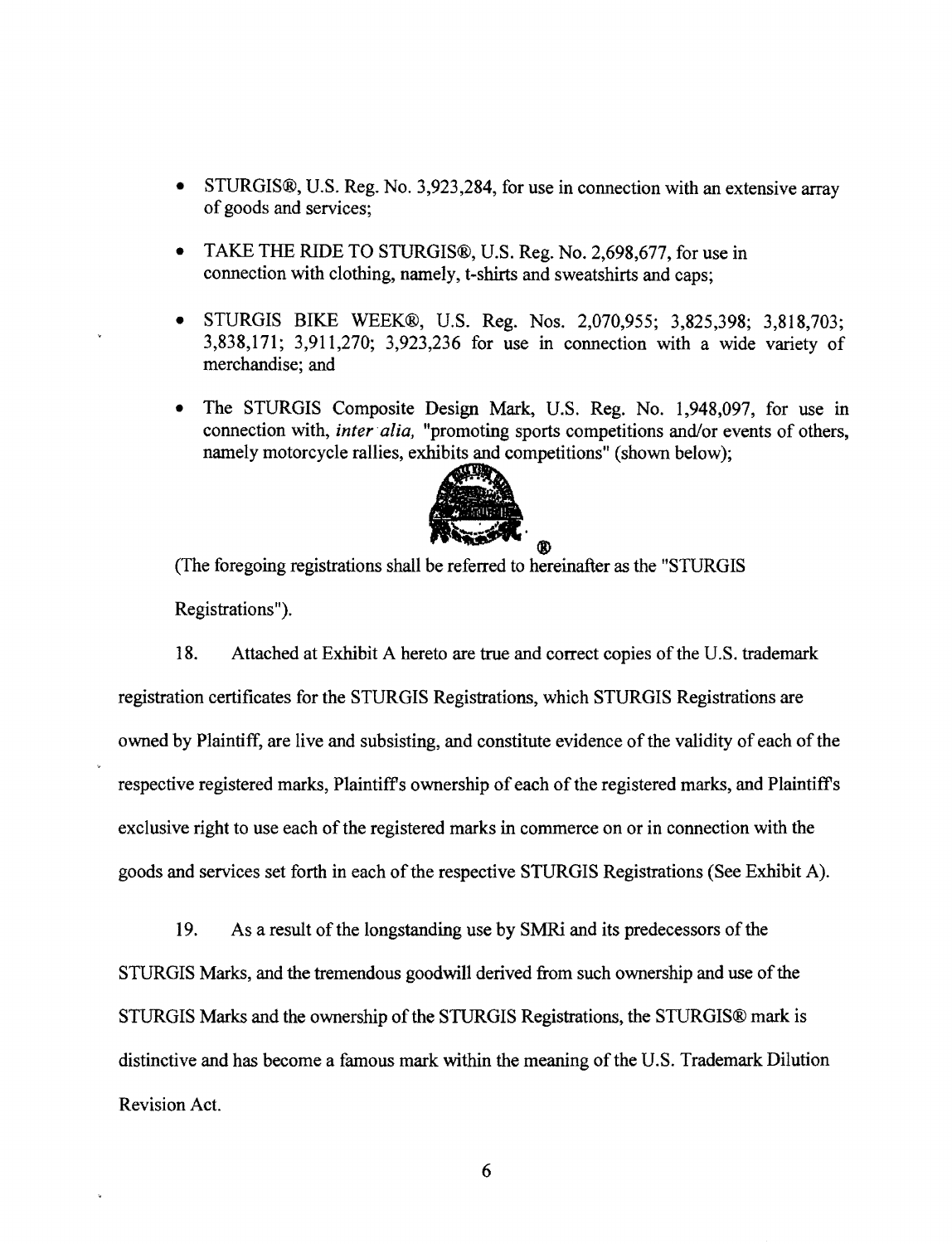- STURGIS®, U.S. Reg. No. 3,923,284, for use in connection with an extensive array of goods and services;
- TAKE THE RIDE TO STURGIS®, U.S. Reg. No. 2,698,677, for use in connection with clothing, namely, t-shirts and sweatshirts and caps;
- STURGIS BIKE WEEK®, U.S. Reg. Nos. 2,070,955; 3,825,398; 3,818,703; 3,838,171; 3,911,270; 3,923,236 for use in connection with a wide variety of merchandise; and
- The STURGIS Composite Design Mark, U.S. Reg. No. 1,948,097, for use in connection with, *inter alia,* "promoting sports competitions and/or events of others, namely motorcycle rallies, exhibits and competitions" (shown below);

®

(The foregoing registrations shall be referred to hereinafter as the "STURGIS Registrations").

18. Attached at Exhibit A hereto are true and correct copies of the U.S. trademark registration certificates for the STURGIS Registrations, which STURGIS Registrations are owned by Plaintiff, are live and subsisting, and constitute evidence of the validity of each of the respective registered marks, Plaintiff's ownership of each of the registered marks, and Plaintiff's exclusive right to use each of the registered marks in commerce on or in connection with the goods and services set forth in each of the respective STURGIS Registrations (See Exhibit A).

19. As a result of the longstanding use by SMRi and its predecessors of the STURGIS Marks, and the tremendous goodwill derived from such ownership and use of the STURGIS Marks and the ownership of the STURGIS Registrations, the STURGIS® mark is distinctive and has become a famous mark within the meaning of the U.S. Trademark Dilution Revision Act.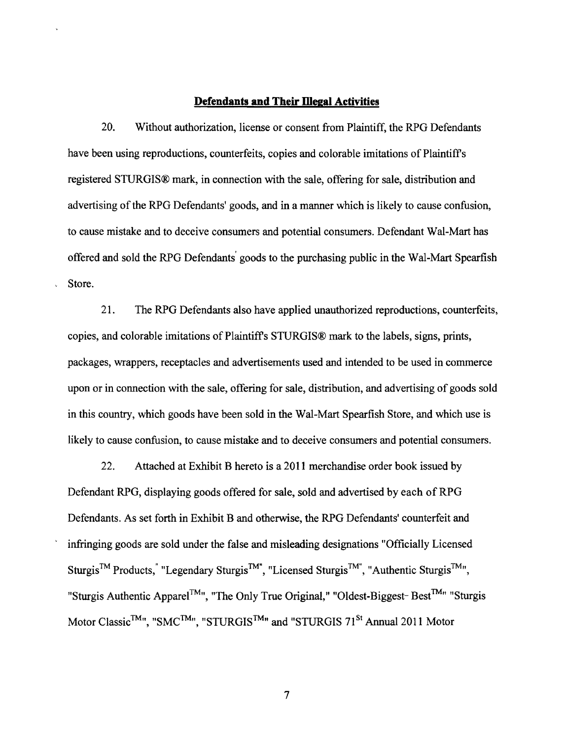**Defendants and Their Illegal Activities**

20. Without authorization, license or consent from Plaintiff, the RPG Defendants have been using reproductions, counterfeits, copies and colorable imitations of Plaintiff's registered STURGIS® mark, in connection with the sale, offering for sale, distribution and advertising of the RPG Defendants' goods, and in a manner which is likely to cause confusion, to cause mistake and to deceive consumers and potential consumers. Defendant Wal-Mart has offered and sold the RPG Defendants' goods to the purchasing public in the Wal-Mart Spearfish Store.

21. The RPG Defendants also have applied unauthorized reproductions, counterfeits, copies, and colorable imitations of Plaintiff's STURGIS® mark to the labels, signs, prints, packages, wrappers, receptacles and advertisements used and intended to be used in commerce upon or in connection with the sale, offering for sale, distribution, and advertising of goods sold in this country, which goods have been sold in the Wal-Mart Spearfish Store, and which use is likely to cause confusion, to cause mistake and to deceive consumers and potential consumers.

22. Attached at Exhibit B hereto is a 2011 merchandise order book issued by Defendant RPG, displaying goods offered for sale, sold and advertised by each of RPG Defendants. As set forth in Exhibit B and otherwise, the RPG Defendants' counterfeit and infringing goods are sold under the false and misleading designations "Officially Licensed Sturgis™ Products," "Legendary Sturgis™", "Licensed Sturgis™", "Authentic Sturgis™", "Sturgis Authentic Apparel™", "The Only True Original," "Oldest-Biggest- Best™" "Sturgis Motor Classic™", "SMC™", "STURGIS™" and "STURGIS 71st Annual 2011 Motor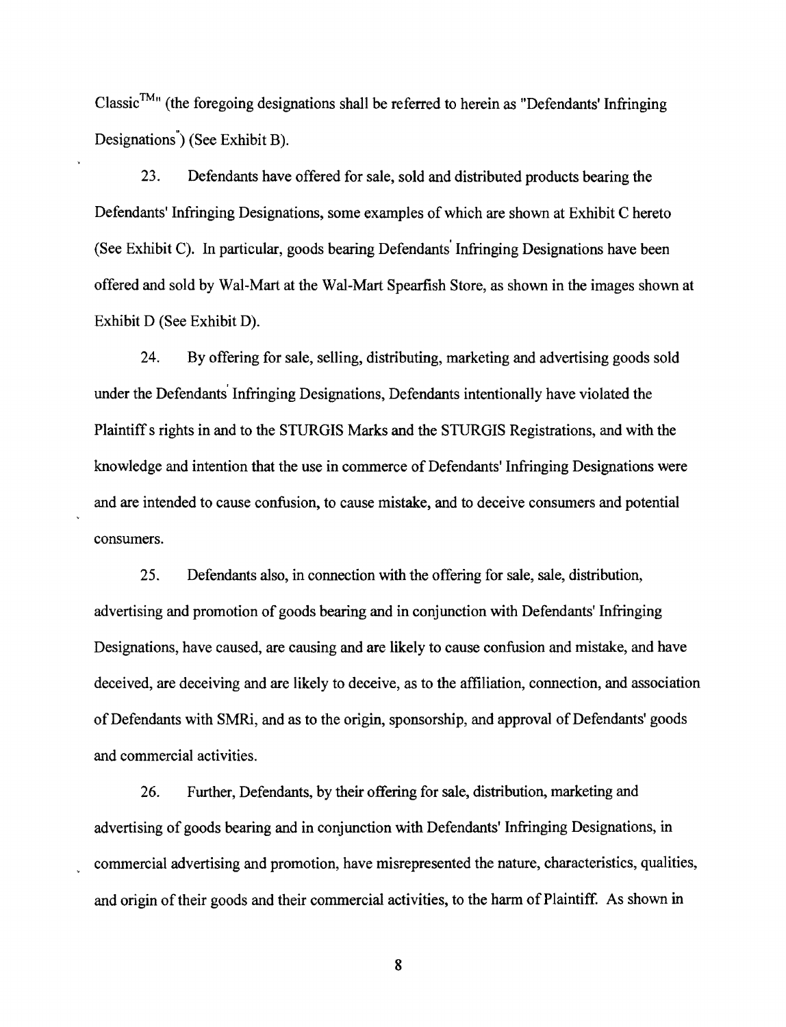Classic$^{TM}$" (the foregoing designations shall be referred to herein as "Defendants' Infringing Designations") (See Exhibit B).

23. Defendants have offered for sale, sold and distributed products bearing the Defendants' Infringing Designations, some examples of which are shown at Exhibit C hereto (See Exhibit C). In particular, goods bearing Defendants' Infringing Designations have been offered and sold by Wal-Mart at the Wal-Mart Spearfish Store, as shown in the images shown at Exhibit D (See Exhibit D).

24. By offering for sale, selling, distributing, marketing and advertising goods sold under the Defendants' Infringing Designations, Defendants intentionally have violated the Plaintiff s rights in and to the STURGIS Marks and the STURGIS Registrations, and with the knowledge and intention that the use in commerce of Defendants' Infringing Designations were and are intended to cause confusion, to cause mistake, and to deceive consumers and potential consumers.

25. Defendants also, in connection with the offering for sale, sale, distribution, advertising and promotion of goods bearing and in conjunction with Defendants' Infringing Designations, have caused, are causing and are likely to cause confusion and mistake, and have deceived, are deceiving and are likely to deceive, as to the affiliation, connection, and association of Defendants with SMRi, and as to the origin, sponsorship, and approval of Defendants' goods and commercial activities.

26. Further, Defendants, by their offering for sale, distribution, marketing and advertising of goods bearing and in conjunction with Defendants' Infringing Designations, in commercial advertising and promotion, have misrepresented the nature, characteristics, qualities, and origin of their goods and their commercial activities, to the harm of Plaintiff. As shown in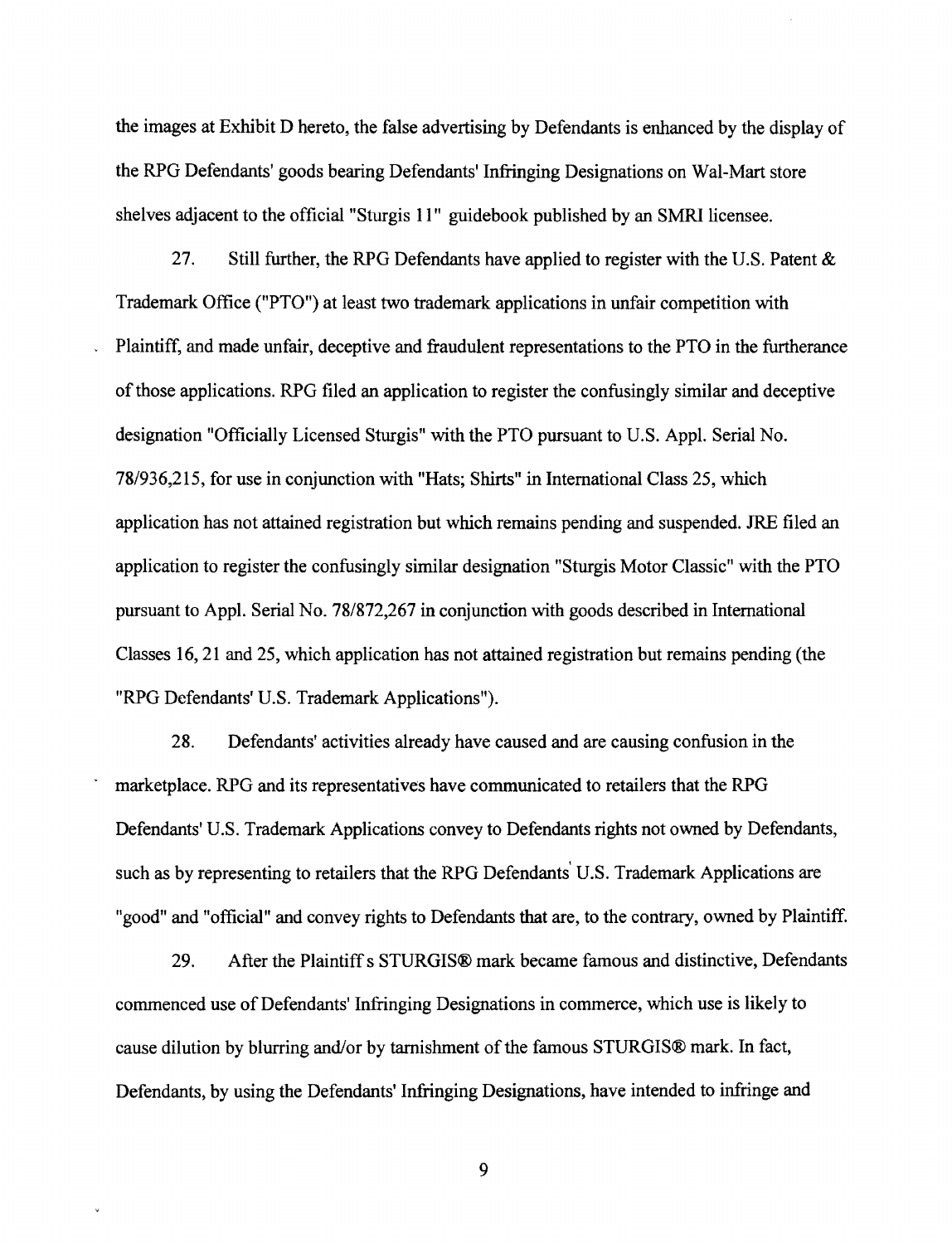the images at Exhibit D hereto, the false advertising by Defendants is enhanced by the display of the RPG Defendants' goods bearing Defendants' Infringing Designations on Wal-Mart store shelves adjacent to the official "Sturgis 11" guidebook published by an SMRI licensee.

27. Still further, the RPG Defendants have applied to register with the U.S. Patent & Trademark Office ("PTO") at least two trademark applications in unfair competition with Plaintiff, and made unfair, deceptive and fraudulent representations to the PTO in the furtherance of those applications. RPG filed an application to register the confusingly similar and deceptive designation "Officially Licensed Sturgis" with the PTO pursuant to U.S. Appl. Serial No. 78/936,215, for use in conjunction with "Hats; Shirts" in International Class 25, which application has not attained registration but which remains pending and suspended. JRE filed an application to register the confusingly similar designation "Sturgis Motor Classic" with the PTO pursuant to Appl. Serial No. 78/872,267 in conjunction with goods described in International Classes 16, 21 and 25, which application has not attained registration but remains pending (the "RPG Defendants' U.S. Trademark Applications").

28. Defendants' activities already have caused and are causing confusion in the marketplace. RPG and its representatives have communicated to retailers that the RPG Defendants' U.S. Trademark Applications convey to Defendants rights not owned by Defendants, such as by representing to retailers that the RPG Defendants' U.S. Trademark Applications are "good" and "official" and convey rights to Defendants that are, to the contrary, owned by Plaintiff.

29. After the Plaintiff s STURGIS® mark became famous and distinctive, Defendants commenced use of Defendants' Infringing Designations in commerce, which use is likely to cause dilution by blurring and/or by tarnishment of the famous STURGIS® mark. In fact, Defendants, by using the Defendants' Infringing Designations, have intended to infringe and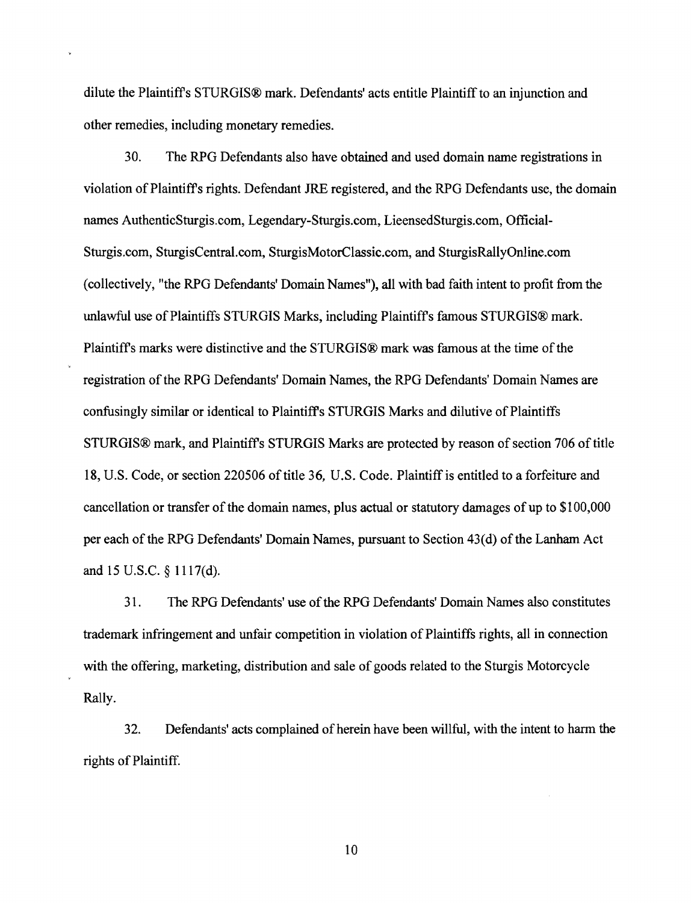dilute the Plaintiff's STURGIS® mark. Defendants' acts entitle Plaintiff to an injunction and other remedies, including monetary remedies.

30. The RPG Defendants also have obtained and used domain name registrations in violation of Plaintiff's rights. Defendant JRE registered, and the RPG Defendants use, the domain names AuthenticSturgis.com, Legendary-Sturgis.com, LicensedSturgis.com, Official-Sturgis.com, SturgisCentral.com, SturgisMotorClassic.com, and SturgisRallyOnline.com (collectively, "the RPG Defendants' Domain Names"), all with bad faith intent to profit from the unlawful use of Plaintiffs STURGIS Marks, including Plaintiff's famous STURGIS® mark. Plaintiff's marks were distinctive and the STURGIS® mark was famous at the time of the registration of the RPG Defendants' Domain Names, the RPG Defendants' Domain Names are confusingly similar or identical to Plaintiff's STURGIS Marks and dilutive of Plaintiffs STURGIS® mark, and Plaintiff's STURGIS Marks are protected by reason of section 706 of title 18, U.S. Code, or section 220506 of title 36, U.S. Code. Plaintiff is entitled to a forfeiture and cancellation or transfer of the domain names, plus actual or statutory damages of up to $100,000 per each of the RPG Defendants' Domain Names, pursuant to Section 43(d) of the Lanham Act and 15 U.S.C. § 1117(d).

31. The RPG Defendants' use of the RPG Defendants' Domain Names also constitutes trademark infringement and unfair competition in violation of Plaintiffs rights, all in connection with the offering, marketing, distribution and sale of goods related to the Sturgis Motorcycle Rally.

32. Defendants' acts complained of herein have been willful, with the intent to harm the rights of Plaintiff.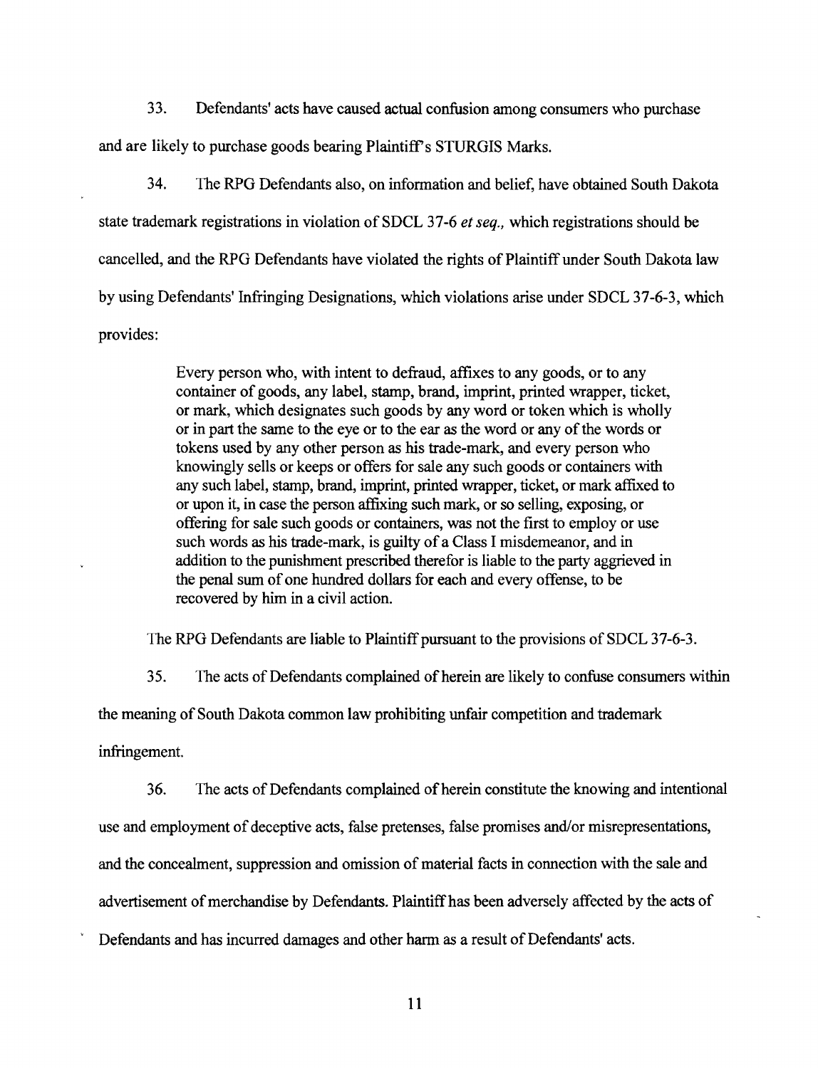33. Defendants' acts have caused actual confusion among consumers who purchase and are likely to purchase goods bearing Plaintiff's STURGIS Marks.

34. The RPG Defendants also, on information and belief, have obtained South Dakota state trademark registrations in violation of SDCL 37-6 *et seq.,* which registrations should be cancelled, and the RPG Defendants have violated the rights of Plaintiff under South Dakota law by using Defendants' Infringing Designations, which violations arise under SDCL 37-6-3, which provides:

> Every person who, with intent to defraud, affixes to any goods, or to any container of goods, any label, stamp, brand, imprint, printed wrapper, ticket, or mark, which designates such goods by any word or token which is wholly or in part the same to the eye or to the ear as the word or any of the words or tokens used by any other person as his trade-mark, and every person who knowingly sells or keeps or offers for sale any such goods or containers with any such label, stamp, brand, imprint, printed wrapper, ticket, or mark affixed to or upon it, in case the person affixing such mark, or so selling, exposing, or offering for sale such goods or containers, was not the first to employ or use such words as his trade-mark, is guilty of a Class I misdemeanor, and in addition to the punishment prescribed therefor is liable to the party aggrieved in the penal sum of one hundred dollars for each and every offense, to be recovered by him in a civil action.

The RPG Defendants are liable to Plaintiff pursuant to the provisions of SDCL 37-6-3.

35. The acts of Defendants complained of herein are likely to confuse consumers within the meaning of South Dakota common law prohibiting unfair competition and trademark infringement.

36. The acts of Defendants complained of herein constitute the knowing and intentional use and employment of deceptive acts, false pretenses, false promises and/or misrepresentations, and the concealment, suppression and omission of material facts in connection with the sale and advertisement of merchandise by Defendants. Plaintiff has been adversely affected by the acts of Defendants and has incurred damages and other harm as a result of Defendants' acts.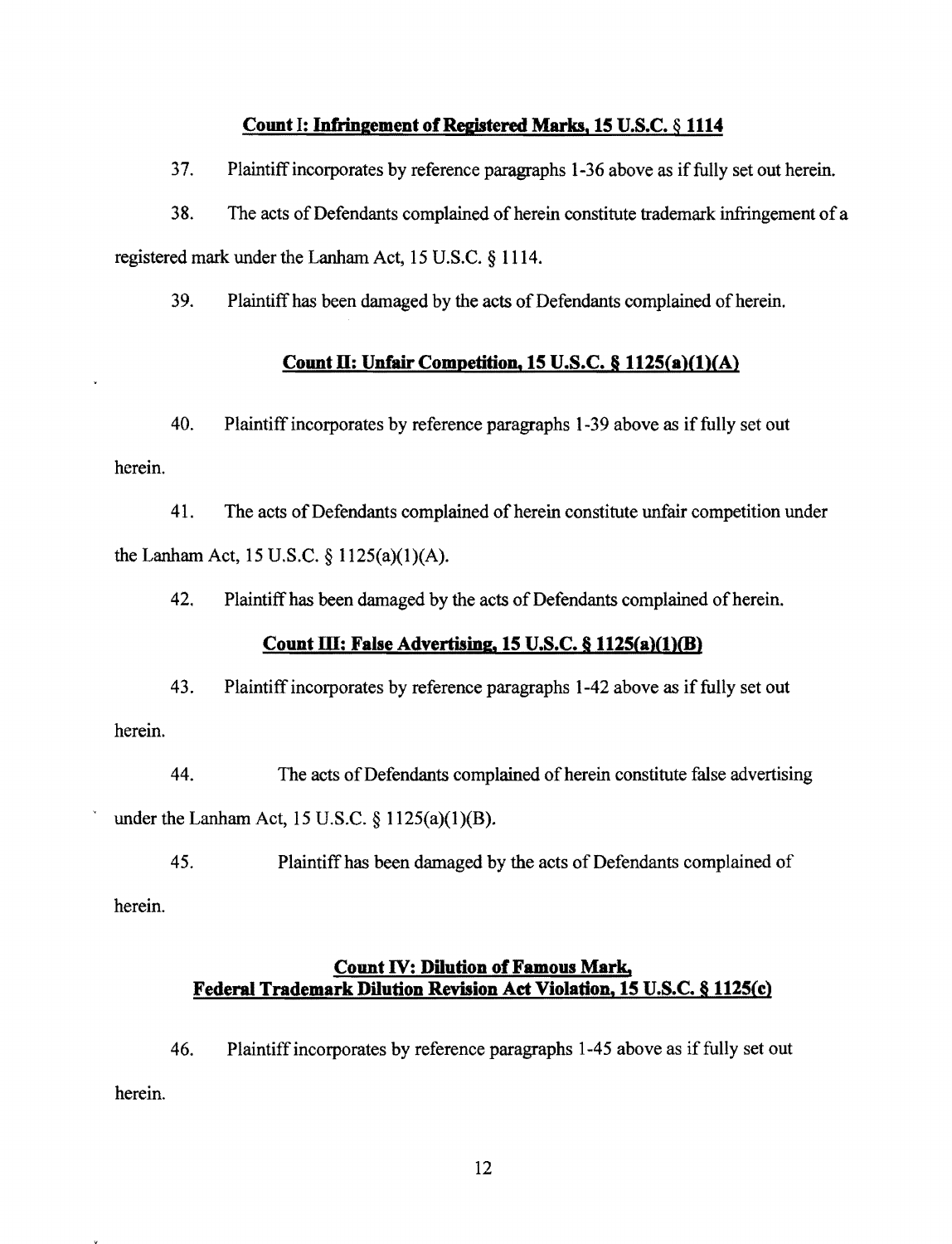**Count I: Infringement of Registered Marks, 15 U.S.C. § 1114**

37. Plaintiff incorporates by reference paragraphs 1-36 above as if fully set out herein.

38. The acts of Defendants complained of herein constitute trademark infringement of a registered mark under the Lanham Act, 15 U.S.C. § 1114.

39. Plaintiff has been damaged by the acts of Defendants complained of herein.

**Count II: Unfair Competition, 15 U.S.C. § 1125(a)(1)(A)**

40. Plaintiff incorporates by reference paragraphs 1-39 above as if fully set out herein.

41. The acts of Defendants complained of herein constitute unfair competition under the Lanham Act, 15 U.S.C. § 1125(a)(1)(A).

42. Plaintiff has been damaged by the acts of Defendants complained of herein.

**Count III: False Advertising, 15 U.S.C. § 1125(a)(1)(B)**

43. Plaintiff incorporates by reference paragraphs 1-42 above as if fully set out herein.

44. The acts of Defendants complained of herein constitute false advertising under the Lanham Act, 15 U.S.C. § 1125(a)(1)(B).

45. Plaintiff has been damaged by the acts of Defendants complained of herein.

**Count IV: Dilution of Famous Mark, Federal Trademark Dilution Revision Act Violation, 15 U.S.C. § 1125(c)**

46. Plaintiff incorporates by reference paragraphs 1-45 above as if fully set out herein.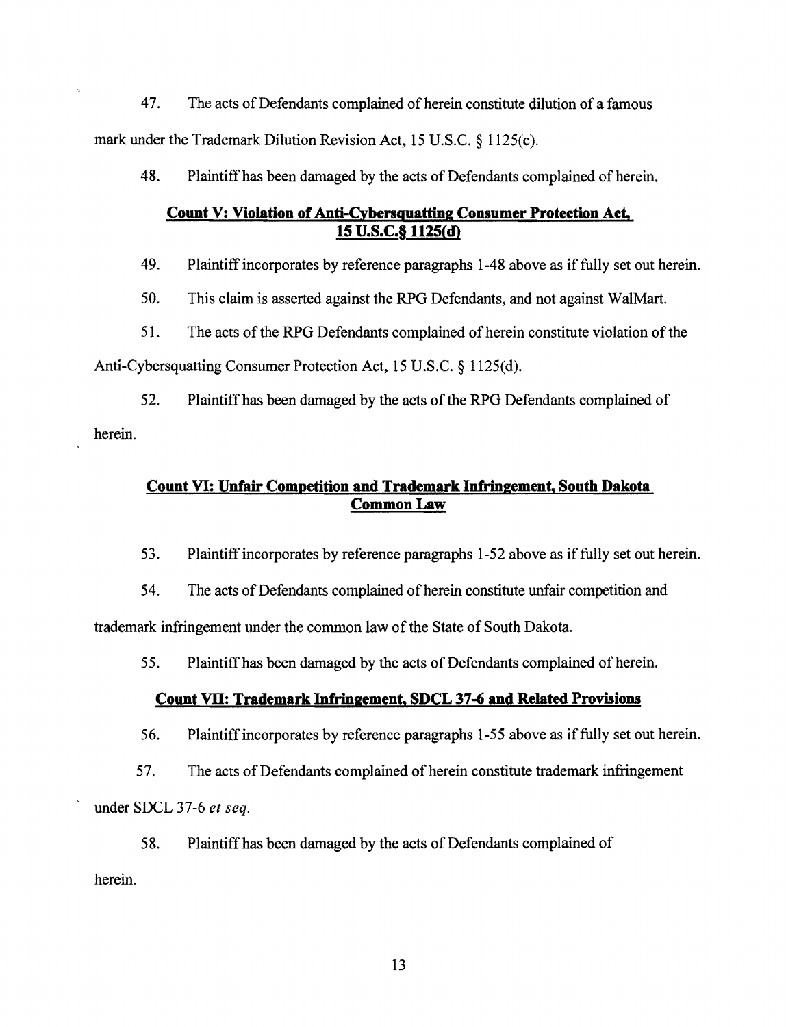47. The acts of Defendants complained of herein constitute dilution of a famous mark under the Trademark Dilution Revision Act, 15 U.S.C. § 1125(c).

48. Plaintiff has been damaged by the acts of Defendants complained of herein.

## Count V: Violation of Anti-Cybersquatting Consumer Protection Act, 15 U.S.C.§ 1125(d)

49. Plaintiff incorporates by reference paragraphs 1-48 above as if fully set out herein.

50. This claim is asserted against the RPG Defendants, and not against WalMart.

51. The acts of the RPG Defendants complained of herein constitute violation of the Anti-Cybersquatting Consumer Protection Act, 15 U.S.C. § 1125(d).

52. Plaintiff has been damaged by the acts of the RPG Defendants complained of herein.

## Count VI: Unfair Competition and Trademark Infringement, South Dakota Common Law

53. Plaintiff incorporates by reference paragraphs 1-52 above as if fully set out herein.

54. The acts of Defendants complained of herein constitute unfair competition and trademark infringement under the common law of the State of South Dakota.

55. Plaintiff has been damaged by the acts of Defendants complained of herein.

## Count VII: Trademark Infringement, SDCL 37-6 and Related Provisions

56. Plaintiff incorporates by reference paragraphs 1-55 above as if fully set out herein.

57. The acts of Defendants complained of herein constitute trademark infringement under SDCL 37-6 *et seq.*

58. Plaintiff has been damaged by the acts of Defendants complained of herein.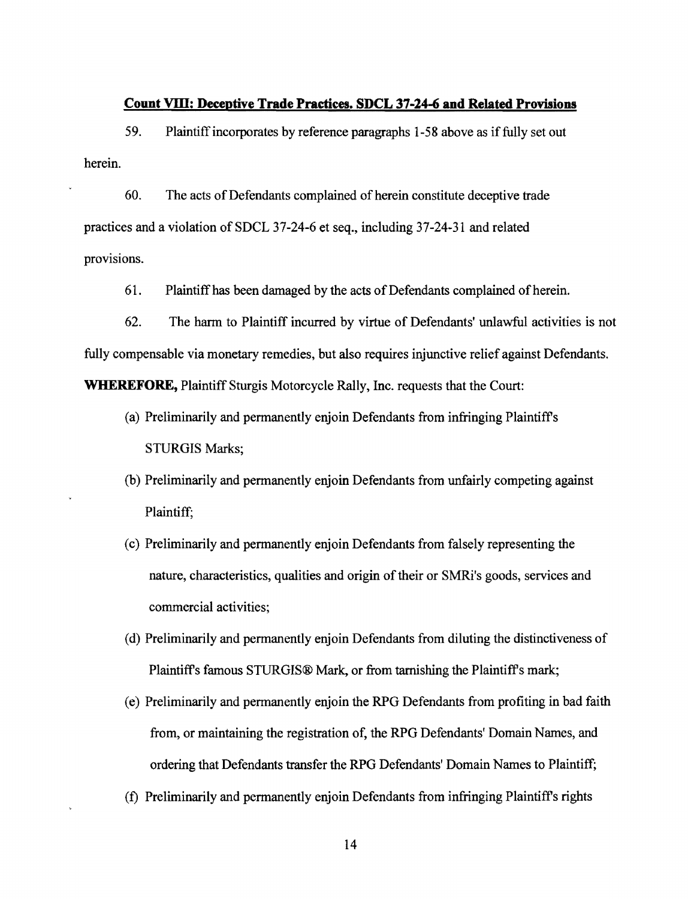**Count VIII: Deceptive Trade Practices. SDCL 37-24-6 and Related Provisions**

59. Plaintiff incorporates by reference paragraphs 1-58 above as if fully set out herein.

60. The acts of Defendants complained of herein constitute deceptive trade practices and a violation of SDCL 37-24-6 et seq., including 37-24-31 and related provisions.

61. Plaintiff has been damaged by the acts of Defendants complained of herein.

62. The harm to Plaintiff incurred by virtue of Defendants' unlawful activities is not fully compensable via monetary remedies, but also requires injunctive relief against Defendants.

**WHEREFORE,** Plaintiff Sturgis Motorcycle Rally, Inc. requests that the Court:

(a) Preliminarily and permanently enjoin Defendants from infringing Plaintiff's STURGIS Marks;

(b) Preliminarily and permanently enjoin Defendants from unfairly competing against Plaintiff;

(c) Preliminarily and permanently enjoin Defendants from falsely representing the nature, characteristics, qualities and origin of their or SMRi's goods, services and commercial activities;

(d) Preliminarily and permanently enjoin Defendants from diluting the distinctiveness of Plaintiff's famous STURGIS® Mark, or from tarnishing the Plaintiff's mark;

(e) Preliminarily and permanently enjoin the RPG Defendants from profiting in bad faith from, or maintaining the registration of, the RPG Defendants' Domain Names, and ordering that Defendants transfer the RPG Defendants' Domain Names to Plaintiff;

(f) Preliminarily and permanently enjoin Defendants from infringing Plaintiff's rights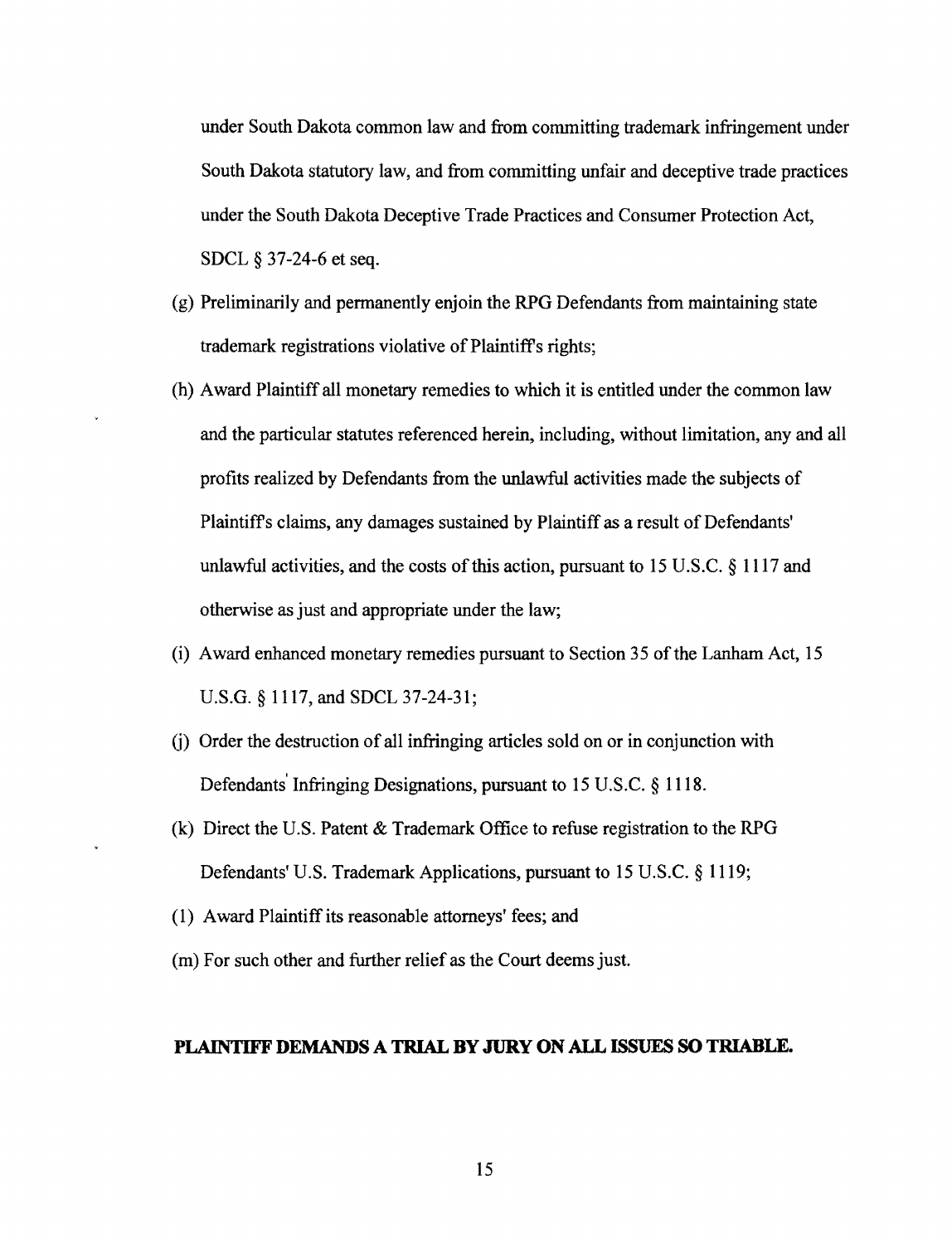under South Dakota common law and from committing trademark infringement under South Dakota statutory law, and from committing unfair and deceptive trade practices under the South Dakota Deceptive Trade Practices and Consumer Protection Act, SDCL § 37-24-6 et seq.

(g) Preliminarily and permanently enjoin the RPG Defendants from maintaining state trademark registrations violative of Plaintiff's rights;

(h) Award Plaintiff all monetary remedies to which it is entitled under the common law and the particular statutes referenced herein, including, without limitation, any and all profits realized by Defendants from the unlawful activities made the subjects of Plaintiff's claims, any damages sustained by Plaintiff as a result of Defendants' unlawful activities, and the costs of this action, pursuant to 15 U.S.C. § 1117 and otherwise as just and appropriate under the law;

(i) Award enhanced monetary remedies pursuant to Section 35 of the Lanham Act, 15 U.S.G. § 1117, and SDCL 37-24-31;

(j) Order the destruction of all infringing articles sold on or in conjunction with Defendants' Infringing Designations, pursuant to 15 U.S.C. § 1118.

(k) Direct the U.S. Patent & Trademark Office to refuse registration to the RPG Defendants' U.S. Trademark Applications, pursuant to 15 U.S.C. § 1119;

(l) Award Plaintiff its reasonable attorneys' fees; and

(m) For such other and further relief as the Court deems just.

**PLAINTIFF DEMANDS A TRIAL BY JURY ON ALL ISSUES SO TRIABLE.**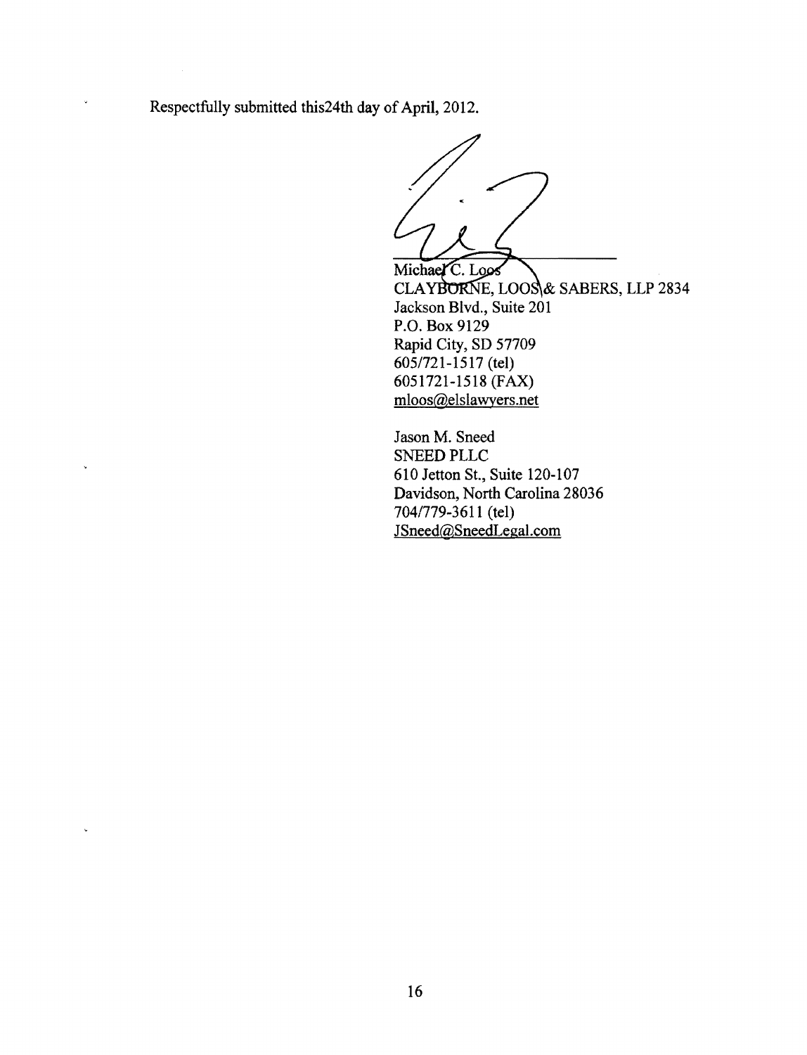Respectfully submitted this24th day of April, 2012.

Michael C. Loos
CLAYBORNE, LOOS & SABERS, LLP 2834
Jackson Blvd., Suite 201
P.O. Box 9129
Rapid City, SD 57709
605/721-1517 (tel)
6051721-1518 (FAX)
mloos@elslawyers.net

Jason M. Sneed
SNEED PLLC
610 Jetton St., Suite 120-107
Davidson, North Carolina 28036
704/779-3611 (tel)
JSneed@SneedLegal.com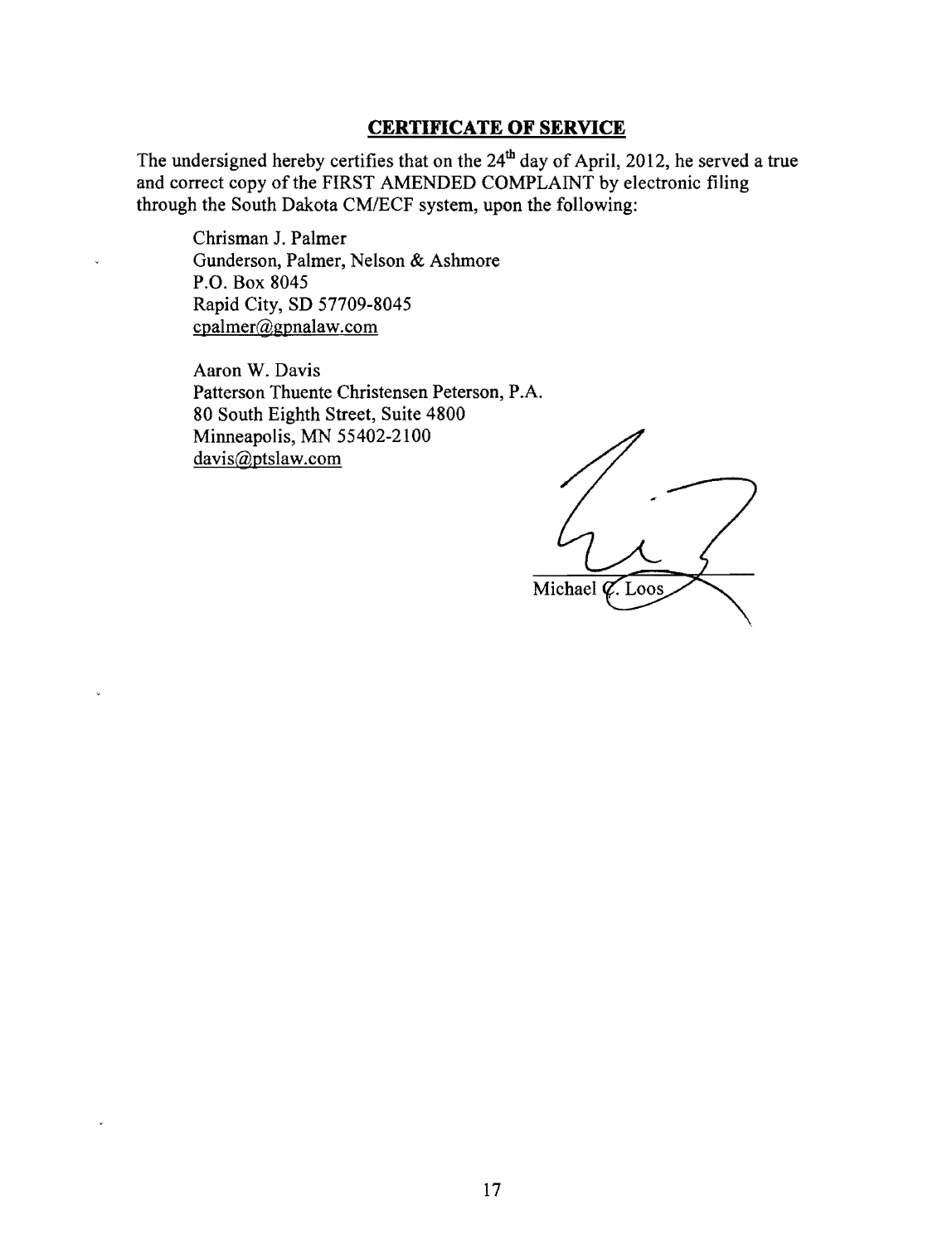## CERTIFICATE OF SERVICE

The undersigned hereby certifies that on the 24th day of April, 2012, he served a true and correct copy of the FIRST AMENDED COMPLAINT by electronic filing through the South Dakota CM/ECF system, upon the following:

Chrisman J. Palmer
Gunderson, Palmer, Nelson & Ashmore
P.O. Box 8045
Rapid City, SD 57709-8045
cpalmer@gpnalaw.com

Aaron W. Davis
Patterson Thuente Christensen Peterson, P.A.
80 South Eighth Street, Suite 4800
Minneapolis, MN 55402-2100
davis@ptslaw.com

Michael C. Loos